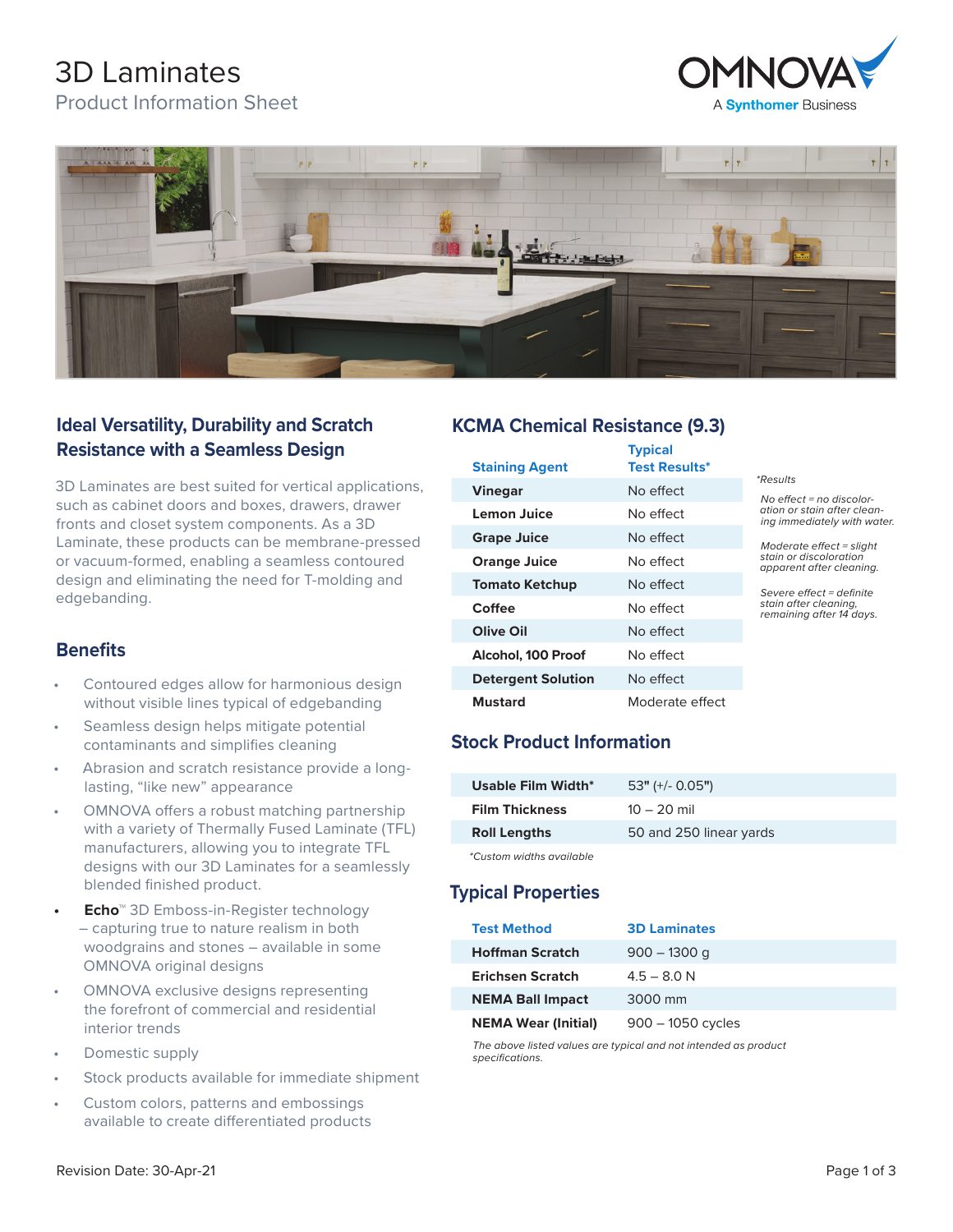# 3D Laminates

Product Information Sheet

OMNOVA
A Synthomer Business

## Ideal Versatility, Durability and Scratch Resistance with a Seamless Design

3D Laminates are best suited for vertical applications, such as cabinet doors and boxes, drawers, drawer fronts and closet system components. As a 3D Laminate, these products can be membrane-pressed or vacuum-formed, enabling a seamless contoured design and eliminating the need for T-molding and edgebanding.

## Benefits

- Contoured edges allow for harmonious design without visible lines typical of edgebanding
- Seamless design helps mitigate potential contaminants and simplifies cleaning
- Abrasion and scratch resistance provide a long-lasting, "like new" appearance
- OMNOVA offers a robust matching partnership with a variety of Thermally Fused Laminate (TFL) manufacturers, allowing you to integrate TFL designs with our 3D Laminates for a seamlessly blended finished product.
- **Echo**™ 3D Emboss-in-Register technology – capturing true to nature realism in both woodgrains and stones – available in some OMNOVA original designs
- OMNOVA exclusive designs representing the forefront of commercial and residential interior trends
- Domestic supply
- Stock products available for immediate shipment
- Custom colors, patterns and embossings available to create differentiated products

## KCMA Chemical Resistance (9.3)

| Staining Agent | Typical Test Results* |
|---|---|
| Vinegar | No effect |
| Lemon Juice | No effect |
| Grape Juice | No effect |
| Orange Juice | No effect |
| Tomato Ketchup | No effect |
| Coffee | No effect |
| Olive Oil | No effect |
| Alcohol, 100 Proof | No effect |
| Detergent Solution | No effect |
| Mustard | Moderate effect |

*Results

*No effect = no discoloration or stain after cleaning immediately with water.*

*Moderate effect = slight stain or discoloration apparent after cleaning.*

*Severe effect = definite stain after cleaning, remaining after 14 days.*

## Stock Product Information

| | |
|---|---|
| Usable Film Width* | 53" (+/- 0.05") |
| Film Thickness | 10 – 20 mil |
| Roll Lengths | 50 and 250 linear yards |

*Custom widths available*

## Typical Properties

| Test Method | 3D Laminates |
|---|---|
| Hoffman Scratch | 900 – 1300 g |
| Erichsen Scratch | 4.5 – 8.0 N |
| NEMA Ball Impact | 3000 mm |
| NEMA Wear (Initial) | 900 – 1050 cycles |

*The above listed values are typical and not intended as product specifications.*

Revision Date: 30-Apr-21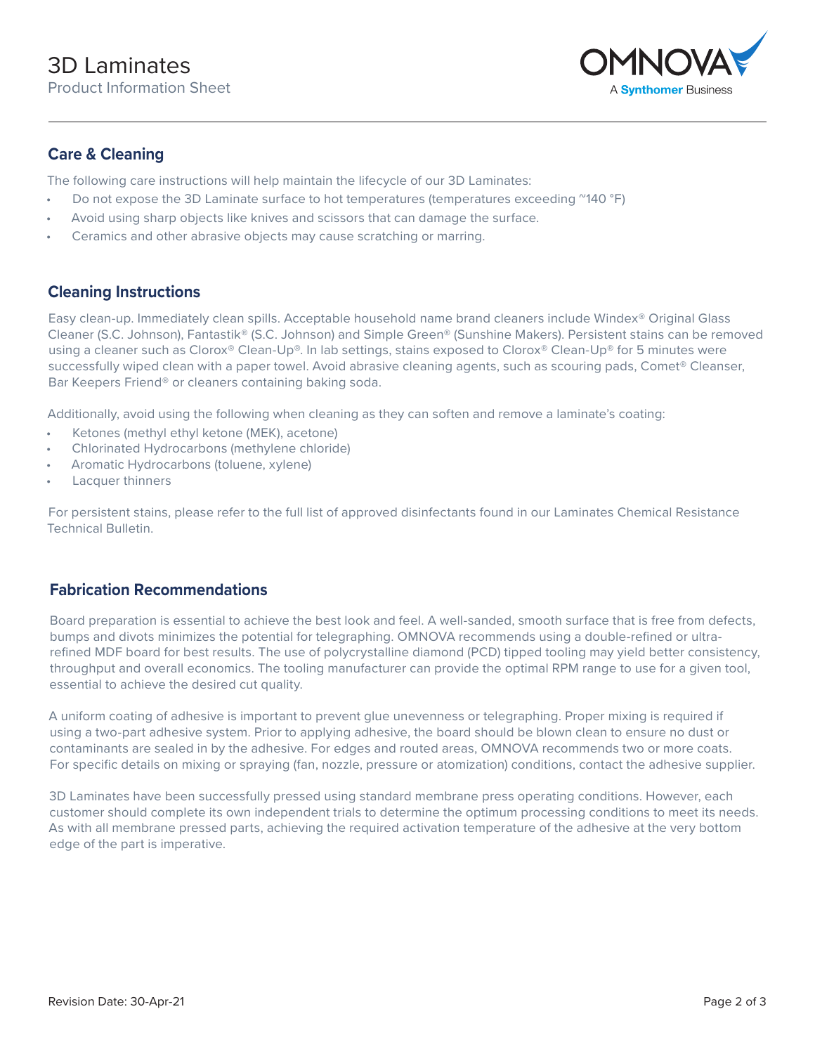# 3D Laminates

Product Information Sheet

## Care & Cleaning

The following care instructions will help maintain the lifecycle of our 3D Laminates:

- Do not expose the 3D Laminate surface to hot temperatures (temperatures exceeding ~140 °F)
- Avoid using sharp objects like knives and scissors that can damage the surface.
- Ceramics and other abrasive objects may cause scratching or marring.

## Cleaning Instructions

Easy clean-up. Immediately clean spills. Acceptable household name brand cleaners include Windex® Original Glass Cleaner (S.C. Johnson), Fantastik® (S.C. Johnson) and Simple Green® (Sunshine Makers). Persistent stains can be removed using a cleaner such as Clorox® Clean-Up®. In lab settings, stains exposed to Clorox® Clean-Up® for 5 minutes were successfully wiped clean with a paper towel. Avoid abrasive cleaning agents, such as scouring pads, Comet® Cleanser, Bar Keepers Friend® or cleaners containing baking soda.

Additionally, avoid using the following when cleaning as they can soften and remove a laminate's coating:

- Ketones (methyl ethyl ketone (MEK), acetone)
- Chlorinated Hydrocarbons (methylene chloride)
- Aromatic Hydrocarbons (toluene, xylene)
- Lacquer thinners

For persistent stains, please refer to the full list of approved disinfectants found in our Laminates Chemical Resistance Technical Bulletin.

## Fabrication Recommendations

Board preparation is essential to achieve the best look and feel. A well-sanded, smooth surface that is free from defects, bumps and divots minimizes the potential for telegraphing. OMNOVA recommends using a double-refined or ultra-refined MDF board for best results. The use of polycrystalline diamond (PCD) tipped tooling may yield better consistency, throughput and overall economics. The tooling manufacturer can provide the optimal RPM range to use for a given tool, essential to achieve the desired cut quality.

A uniform coating of adhesive is important to prevent glue unevenness or telegraphing. Proper mixing is required if using a two-part adhesive system. Prior to applying adhesive, the board should be blown clean to ensure no dust or contaminants are sealed in by the adhesive. For edges and routed areas, OMNOVA recommends two or more coats. For specific details on mixing or spraying (fan, nozzle, pressure or atomization) conditions, contact the adhesive supplier.

3D Laminates have been successfully pressed using standard membrane press operating conditions. However, each customer should complete its own independent trials to determine the optimum processing conditions to meet its needs. As with all membrane pressed parts, achieving the required activation temperature of the adhesive at the very bottom edge of the part is imperative.

Revision Date: 30-Apr-21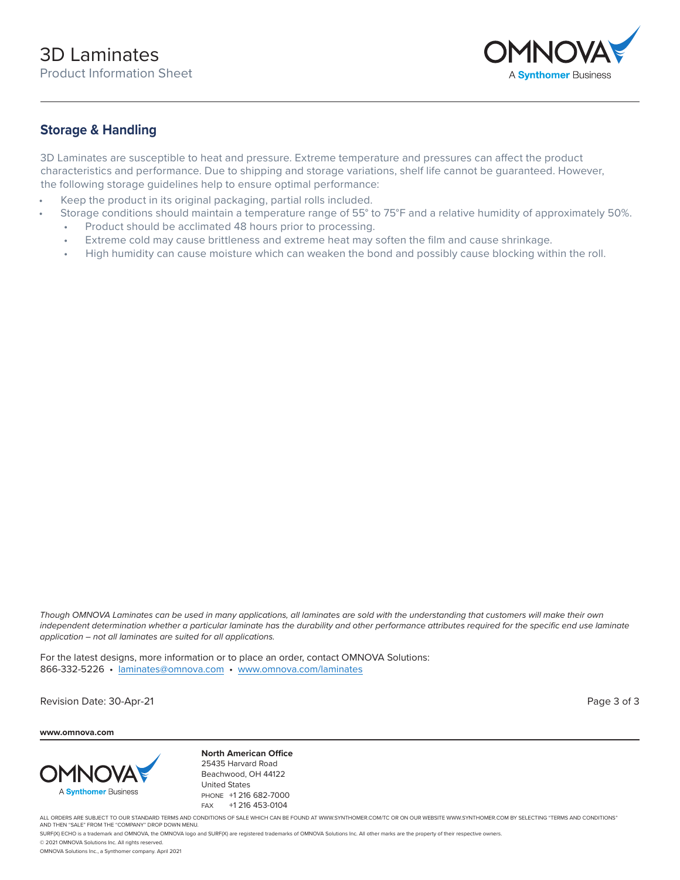## Storage & Handling

3D Laminates are susceptible to heat and pressure. Extreme temperature and pressures can affect the product characteristics and performance. Due to shipping and storage variations, shelf life cannot be guaranteed. However, the following storage guidelines help to ensure optimal performance:

- Keep the product in its original packaging, partial rolls included.
- Storage conditions should maintain a temperature range of 55° to 75°F and a relative humidity of approximately 50%.
  - Product should be acclimated 48 hours prior to processing.
  - Extreme cold may cause brittleness and extreme heat may soften the film and cause shrinkage.
  - High humidity can cause moisture which can weaken the bond and possibly cause blocking within the roll.

*Though OMNOVA Laminates can be used in many applications, all laminates are sold with the understanding that customers will make their own independent determination whether a particular laminate has the durability and other performance attributes required for the specific end use laminate application – not all laminates are suited for all applications.*

For the latest designs, more information or to place an order, contact OMNOVA Solutions:
866-332-5226 • laminates@omnova.com • www.omnova.com/laminates

Revision Date: 30-Apr-21

**www.omnova.com**

**North American Office**
25435 Harvard Road
Beachwood, OH 44122
United States
PHONE +1 216 682-7000
FAX +1 216 453-0104

ALL ORDERS ARE SUBJECT TO OUR STANDARD TERMS AND CONDITIONS OF SALE WHICH CAN BE FOUND AT WWW.SYNTHOMER.COM/TC OR ON OUR WEBSITE WWW.SYNTHOMER.COM BY SELECTING "TERMS AND CONDITIONS" AND THEN "SALE" FROM THE "COMPANY" DROP DOWN MENU.

SURF(X) ECHO is a trademark and OMNOVA, the OMNOVA logo and SURF(X) are registered trademarks of OMNOVA Solutions Inc. All other marks are the property of their respective owners.

© 2021 OMNOVA Solutions Inc. All rights reserved.

OMNOVA Solutions Inc., a Synthomer company. April 2021